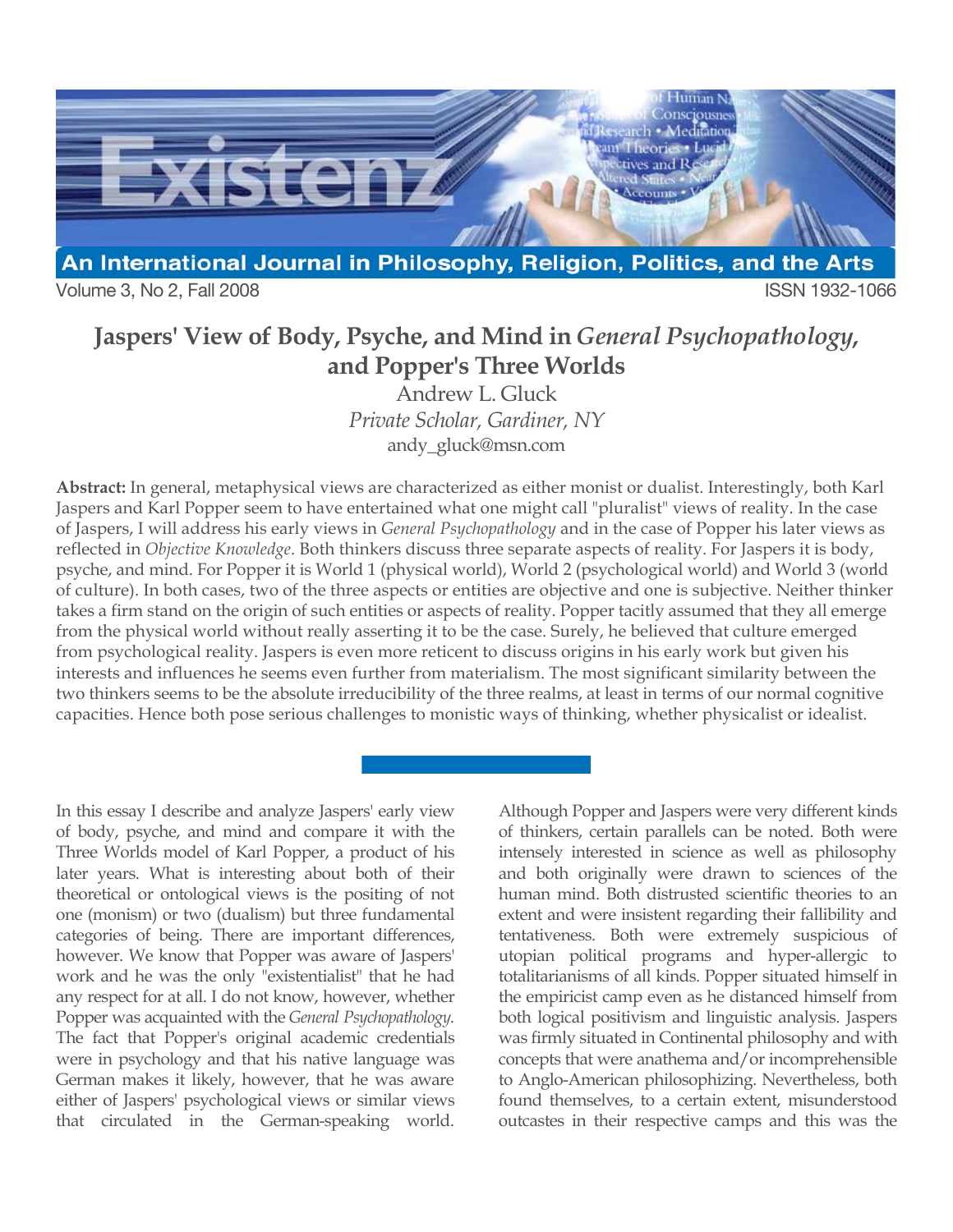# Jaspers' View of Body, Psyche, and Mind in *General Psychopathology*, and Popper's Three Worlds

Andrew L. Gluck

*Private Scholar, Gardiner, NY*

andy_gluck@msn.com

**Abstract:** In general, metaphysical views are characterized as either monist or dualist. Interestingly, both Karl Jaspers and Karl Popper seem to have entertained what one might call "pluralist" views of reality. In the case of Jaspers, I will address his early views in *General Psychopathology* and in the case of Popper his later views as reflected in *Objective Knowledge*. Both thinkers discuss three separate aspects of reality. For Jaspers it is body, psyche, and mind. For Popper it is World 1 (physical world), World 2 (psychological world) and World 3 (world of culture). In both cases, two of the three aspects or entities are objective and one is subjective. Neither thinker takes a firm stand on the origin of such entities or aspects of reality. Popper tacitly assumed that they all emerge from the physical world without really asserting it to be the case. Surely, he believed that culture emerged from psychological reality. Jaspers is even more reticent to discuss origins in his early work but given his interests and influences he seems even further from materialism. The most significant similarity between the two thinkers seems to be the absolute irreducibility of the three realms, at least in terms of our normal cognitive capacities. Hence both pose serious challenges to monistic ways of thinking, whether physicalist or idealist.

In this essay I describe and analyze Jaspers' early view of body, psyche, and mind and compare it with the Three Worlds model of Karl Popper, a product of his later years. What is interesting about both of their theoretical or ontological views is the positing of not one (monism) or two (dualism) but three fundamental categories of being. There are important differences, however. We know that Popper was aware of Jaspers' work and he was the only "existentialist" that he had any respect for at all. I do not know, however, whether Popper was acquainted with the *General Psychopathology*. The fact that Popper's original academic credentials were in psychology and that his native language was German makes it likely, however, that he was aware either of Jaspers' psychological views or similar views that circulated in the German-speaking world.

Although Popper and Jaspers were very different kinds of thinkers, certain parallels can be noted. Both were intensely interested in science as well as philosophy and both originally were drawn to sciences of the human mind. Both distrusted scientific theories to an extent and were insistent regarding their fallibility and tentativeness. Both were extremely suspicious of utopian political programs and hyper-allergic to totalitarianisms of all kinds. Popper situated himself in the empiricist camp even as he distanced himself from both logical positivism and linguistic analysis. Jaspers was firmly situated in Continental philosophy and with concepts that were anathema and/or incomprehensible to Anglo-American philosophizing. Nevertheless, both found themselves, to a certain extent, misunderstood outcastes in their respective camps and this was the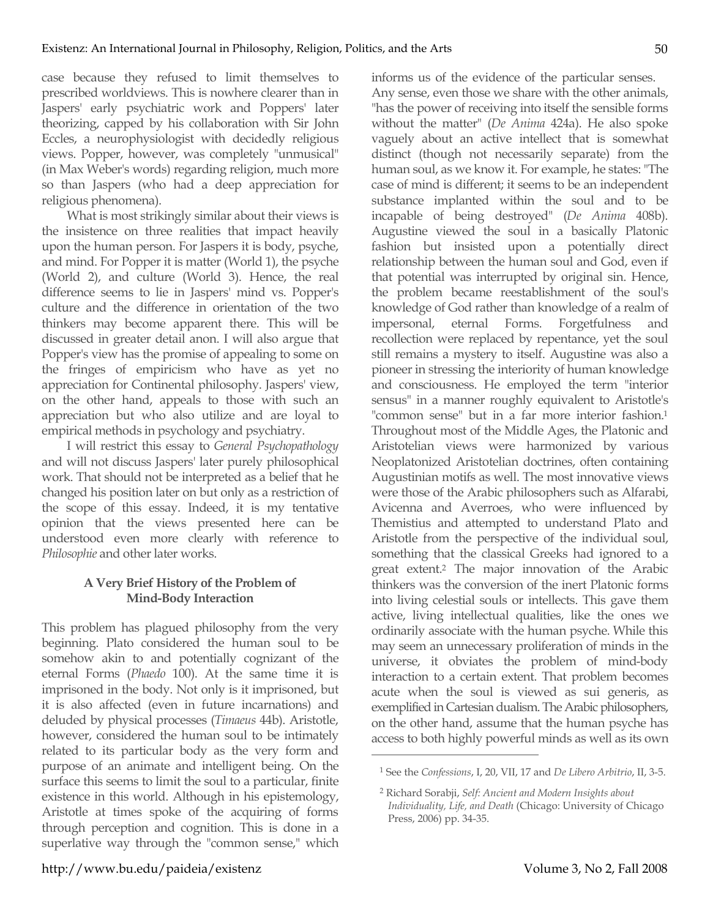case because they refused to limit themselves to prescribed worldviews. This is nowhere clearer than in Jaspers' early psychiatric work and Poppers' later theorizing, capped by his collaboration with Sir John Eccles, a neurophysiologist with decidedly religious views. Popper, however, was completely "unmusical" (in Max Weber's words) regarding religion, much more so than Jaspers (who had a deep appreciation for religious phenomena).

What is most strikingly similar about their views is the insistence on three realities that impact heavily upon the human person. For Jaspers it is body, psyche, and mind. For Popper it is matter (World 1), the psyche (World 2), and culture (World 3). Hence, the real difference seems to lie in Jaspers' mind vs. Popper's culture and the difference in orientation of the two thinkers may become apparent there. This will be discussed in greater detail anon. I will also argue that Popper's view has the promise of appealing to some on the fringes of empiricism who have as yet no appreciation for Continental philosophy. Jaspers' view, on the other hand, appeals to those with such an appreciation but who also utilize and are loyal to empirical methods in psychology and psychiatry.

I will restrict this essay to *General Psychopathology* and will not discuss Jaspers' later purely philosophical work. That should not be interpreted as a belief that he changed his position later on but only as a restriction of the scope of this essay. Indeed, it is my tentative opinion that the views presented here can be understood even more clearly with reference to *Philosophie* and other later works.

## A Very Brief History of the Problem of Mind-Body Interaction

This problem has plagued philosophy from the very beginning. Plato considered the human soul to be somehow akin to and potentially cognizant of the eternal Forms (*Phaedo* 100). At the same time it is imprisoned in the body. Not only is it imprisoned, but it is also affected (even in future incarnations) and deluded by physical processes (*Timaeus* 44b). Aristotle, however, considered the human soul to be intimately related to its particular body as the very form and purpose of an animate and intelligent being. On the surface this seems to limit the soul to a particular, finite existence in this world. Although in his epistemology, Aristotle at times spoke of the acquiring of forms through perception and cognition. This is done in a superlative way through the "common sense," which informs us of the evidence of the particular senses. Any sense, even those we share with the other animals, "has the power of receiving into itself the sensible forms without the matter" (*De Anima* 424a). He also spoke vaguely about an active intellect that is somewhat distinct (though not necessarily separate) from the human soul, as we know it. For example, he states: "The case of mind is different; it seems to be an independent substance implanted within the soul and to be incapable of being destroyed" (*De Anima* 408b). Augustine viewed the soul in a basically Platonic fashion but insisted upon a potentially direct relationship between the human soul and God, even if that potential was interrupted by original sin. Hence, the problem became reestablishment of the soul's knowledge of God rather than knowledge of a realm of impersonal, eternal Forms. Forgetfulness and recollection were replaced by repentance, yet the soul still remains a mystery to itself. Augustine was also a pioneer in stressing the interiority of human knowledge and consciousness. He employed the term "interior sensus" in a manner roughly equivalent to Aristotle's "common sense" but in a far more interior fashion.[1] Throughout most of the Middle Ages, the Platonic and Aristotelian views were harmonized by various Neoplatonized Aristotelian doctrines, often containing Augustinian motifs as well. The most innovative views were those of the Arabic philosophers such as Alfarabi, Avicenna and Averroes, who were influenced by Themistius and attempted to understand Plato and Aristotle from the perspective of the individual soul, something that the classical Greeks had ignored to a great extent.[2] The major innovation of the Arabic thinkers was the conversion of the inert Platonic forms into living celestial souls or intellects. This gave them active, living intellectual qualities, like the ones we ordinarily associate with the human psyche. While this may seem an unnecessary proliferation of minds in the universe, it obviates the problem of mind-body interaction to a certain extent. That problem becomes acute when the soul is viewed as sui generis, as exemplified in Cartesian dualism. The Arabic philosophers, on the other hand, assume that the human psyche has access to both highly powerful minds as well as its own

---

[1] See the *Confessions*, I, 20, VII, 17 and *De Libero Arbitrio*, II, 3-5.

[2] Richard Sorabji, *Self: Ancient and Modern Insights about Individuality, Life, and Death* (Chicago: University of Chicago Press, 2006) pp. 34-35.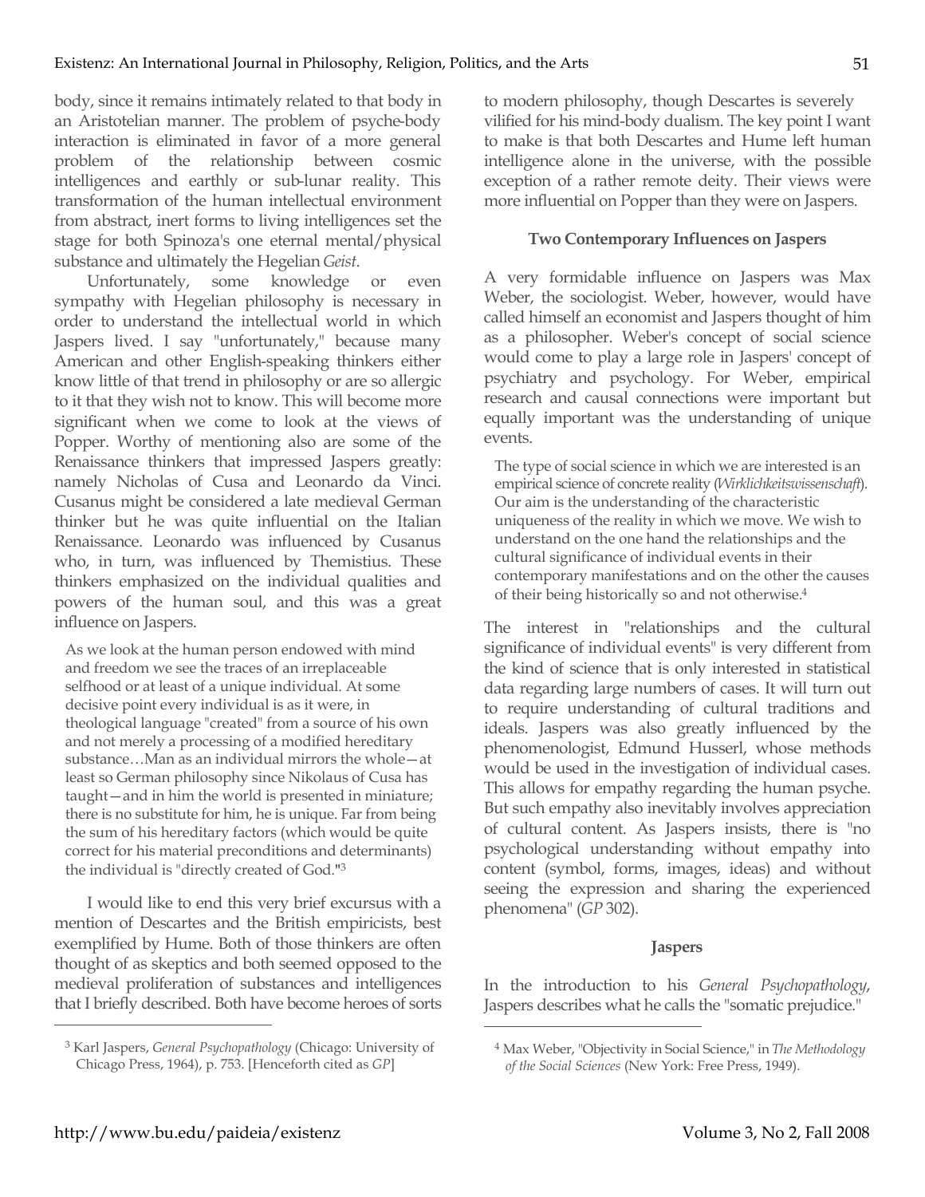body, since it remains intimately related to that body in an Aristotelian manner. The problem of psyche-body interaction is eliminated in favor of a more general problem of the relationship between cosmic intelligences and earthly or sub-lunar reality. This transformation of the human intellectual environment from abstract, inert forms to living intelligences set the stage for both Spinoza's one eternal mental/physical substance and ultimately the Hegelian *Geist*.

Unfortunately, some knowledge or even sympathy with Hegelian philosophy is necessary in order to understand the intellectual world in which Jaspers lived. I say "unfortunately," because many American and other English-speaking thinkers either know little of that trend in philosophy or are so allergic to it that they wish not to know. This will become more significant when we come to look at the views of Popper. Worthy of mentioning also are some of the Renaissance thinkers that impressed Jaspers greatly: namely Nicholas of Cusa and Leonardo da Vinci. Cusanus might be considered a late medieval German thinker but he was quite influential on the Italian Renaissance. Leonardo was influenced by Cusanus who, in turn, was influenced by Themistius. These thinkers emphasized on the individual qualities and powers of the human soul, and this was a great influence on Jaspers.

> As we look at the human person endowed with mind and freedom we see the traces of an irreplaceable selfhood or at least of a unique individual. At some decisive point every individual is as it were, in theological language "created" from a source of his own and not merely a processing of a modified hereditary substance…Man as an individual mirrors the whole—at least so German philosophy since Nikolaus of Cusa has taught—and in him the world is presented in miniature; there is no substitute for him, he is unique. Far from being the sum of his hereditary factors (which would be quite correct for his material preconditions and determinants) the individual is "directly created of God."[3]

I would like to end this very brief excursus with a mention of Descartes and the British empiricists, best exemplified by Hume. Both of those thinkers are often thought of as skeptics and both seemed opposed to the medieval proliferation of substances and intelligences that I briefly described. Both have become heroes of sorts to modern philosophy, though Descartes is severely vilified for his mind-body dualism. The key point I want to make is that both Descartes and Hume left human intelligence alone in the universe, with the possible exception of a rather remote deity. Their views were more influential on Popper than they were on Jaspers.

### Two Contemporary Influences on Jaspers

A very formidable influence on Jaspers was Max Weber, the sociologist. Weber, however, would have called himself an economist and Jaspers thought of him as a philosopher. Weber's concept of social science would come to play a large role in Jaspers' concept of psychiatry and psychology. For Weber, empirical research and causal connections were important but equally important was the understanding of unique events.

> The type of social science in which we are interested is an empirical science of concrete reality (*Wirklichkeitswissenschaft*). Our aim is the understanding of the characteristic uniqueness of the reality in which we move. We wish to understand on the one hand the relationships and the cultural significance of individual events in their contemporary manifestations and on the other the causes of their being historically so and not otherwise.[4]

The interest in "relationships and the cultural significance of individual events" is very different from the kind of science that is only interested in statistical data regarding large numbers of cases. It will turn out to require understanding of cultural traditions and ideals. Jaspers was also greatly influenced by the phenomenologist, Edmund Husserl, whose methods would be used in the investigation of individual cases. This allows for empathy regarding the human psyche. But such empathy also inevitably involves appreciation of cultural content. As Jaspers insists, there is "no psychological understanding without empathy into content (symbol, forms, images, ideas) and without seeing the expression and sharing the experienced phenomena" (*GP* 302).

### Jaspers

In the introduction to his *General Psychopathology*, Jaspers describes what he calls the "somatic prejudice."

---

[3] Karl Jaspers, *General Psychopathology* (Chicago: University of Chicago Press, 1964), p. 753. [Henceforth cited as *GP*]

[4] Max Weber, "Objectivity in Social Science," in *The Methodology of the Social Sciences* (New York: Free Press, 1949).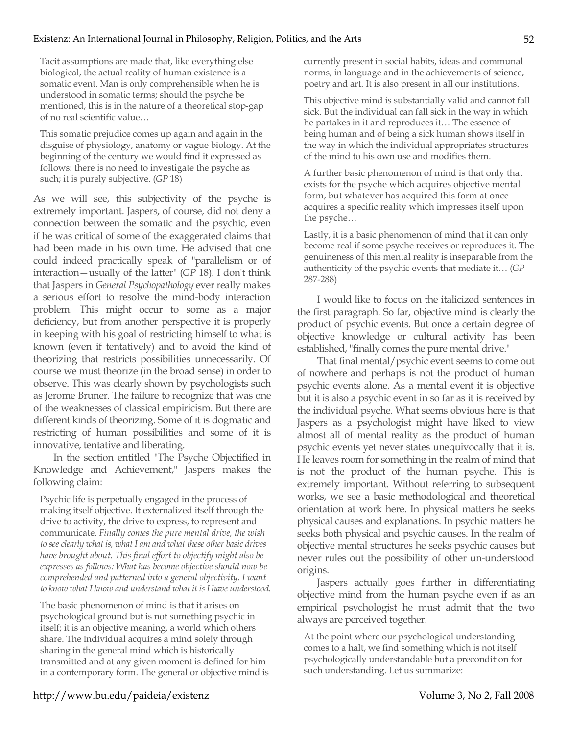> Tacit assumptions are made that, like everything else biological, the actual reality of human existence is a somatic event. Man is only comprehensible when he is understood in somatic terms; should the psyche be mentioned, this is in the nature of a theoretical stop-gap of no real scientific value…
>
> This somatic prejudice comes up again and again in the disguise of physiology, anatomy or vague biology. At the beginning of the century we would find it expressed as follows: there is no need to investigate the psyche as such; it is purely subjective. (*GP* 18)

As we will see, this subjectivity of the psyche is extremely important. Jaspers, of course, did not deny a connection between the somatic and the psychic, even if he was critical of some of the exaggerated claims that had been made in his own time. He advised that one could indeed practically speak of "parallelism or of interaction—usually of the latter" (*GP* 18). I don't think that Jaspers in *General Psychopathology* ever really makes a serious effort to resolve the mind-body interaction problem. This might occur to some as a major deficiency, but from another perspective it is properly in keeping with his goal of restricting himself to what is known (even if tentatively) and to avoid the kind of theorizing that restricts possibilities unnecessarily. Of course we must theorize (in the broad sense) in order to observe. This was clearly shown by psychologists such as Jerome Bruner. The failure to recognize that was one of the weaknesses of classical empiricism. But there are different kinds of theorizing. Some of it is dogmatic and restricting of human possibilities and some of it is innovative, tentative and liberating.

In the section entitled "The Psyche Objectified in Knowledge and Achievement," Jaspers makes the following claim:

> Psychic life is perpetually engaged in the process of making itself objective. It externalized itself through the drive to activity, the drive to express, to represent and communicate. *Finally comes the pure mental drive, the wish to see clearly what is, what I am and what these other basic drives have brought about. This final effort to objectify might also be expresses as follows: What has become objective should now be comprehended and patterned into a general objectivity. I want to know what I know and understand what it is I have understood.*
>
> The basic phenomenon of mind is that it arises on psychological ground but is not something psychic in itself; it is an objective meaning, a world which others share. The individual acquires a mind solely through sharing in the general mind which is historically transmitted and at any given moment is defined for him in a contemporary form. The general or objective mind is currently present in social habits, ideas and communal norms, in language and in the achievements of science, poetry and art. It is also present in all our institutions.
>
> This objective mind is substantially valid and cannot fall sick. But the individual can fall sick in the way in which he partakes in it and reproduces it… The essence of being human and of being a sick human shows itself in the way in which the individual appropriates structures of the mind to his own use and modifies them.
>
> A further basic phenomenon of mind is that only that exists for the psyche which acquires objective mental form, but whatever has acquired this form at once acquires a specific reality which impresses itself upon the psyche…
>
> Lastly, it is a basic phenomenon of mind that it can only become real if some psyche receives or reproduces it. The genuineness of this mental reality is inseparable from the authenticity of the psychic events that mediate it… (*GP* 287-288)

I would like to focus on the italicized sentences in the first paragraph. So far, objective mind is clearly the product of psychic events. But once a certain degree of objective knowledge or cultural activity has been established, "finally comes the pure mental drive."

That final mental/psychic event seems to come out of nowhere and perhaps is not the product of human psychic events alone. As a mental event it is objective but it is also a psychic event in so far as it is received by the individual psyche. What seems obvious here is that Jaspers as a psychologist might have liked to view almost all of mental reality as the product of human psychic events yet never states unequivocally that it is. He leaves room for something in the realm of mind that is not the product of the human psyche. This is extremely important. Without referring to subsequent works, we see a basic methodological and theoretical orientation at work here. In physical matters he seeks physical causes and explanations. In psychic matters he seeks both physical and psychic causes. In the realm of objective mental structures he seeks psychic causes but never rules out the possibility of other un-understood origins.

Jaspers actually goes further in differentiating objective mind from the human psyche even if as an empirical psychologist he must admit that the two always are perceived together.

> At the point where our psychological understanding comes to a halt, we find something which is not itself psychologically understandable but a precondition for such understanding. Let us summarize: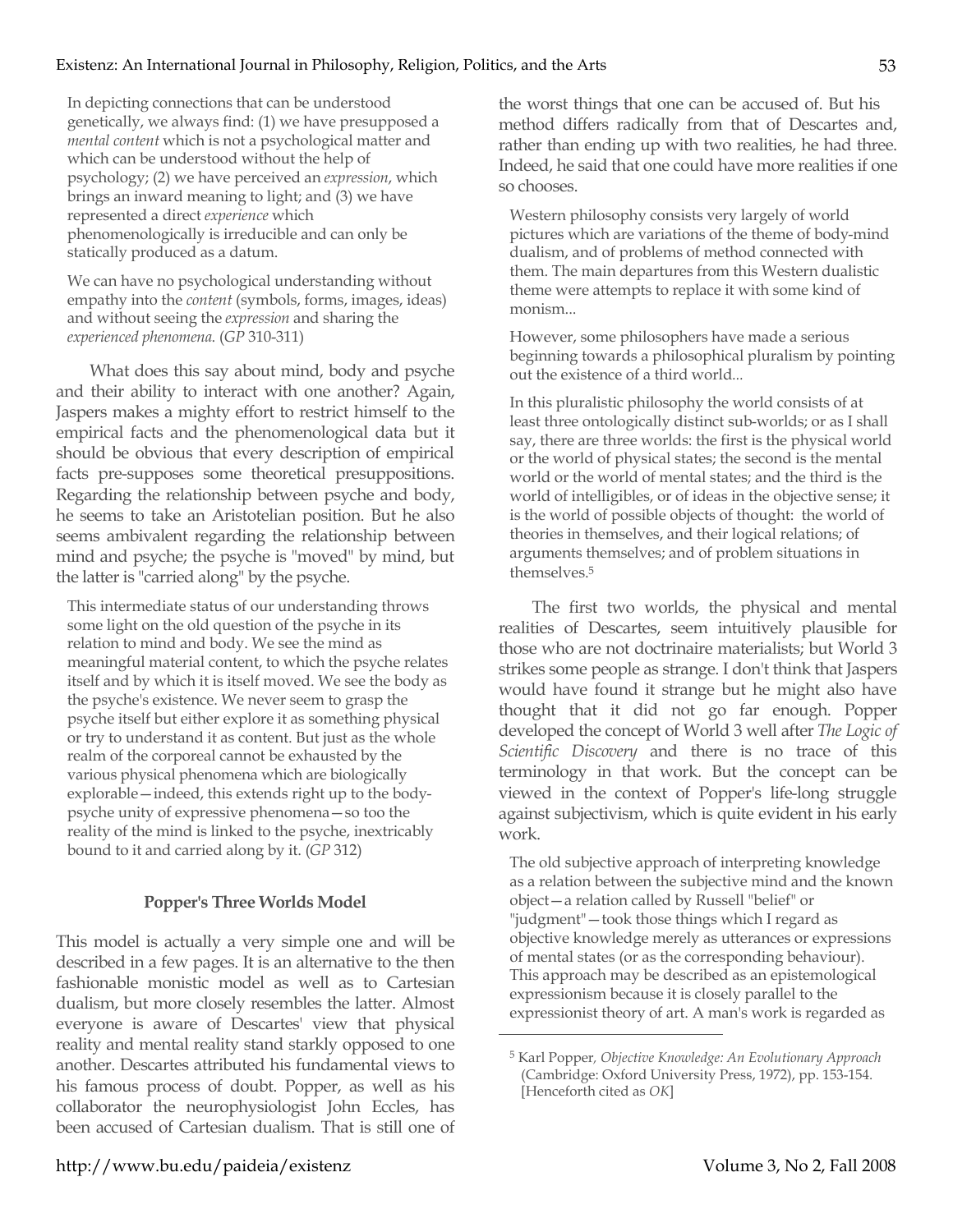In depicting connections that can be understood genetically, we always find: (1) we have presupposed a *mental content* which is not a psychological matter and which can be understood without the help of psychology; (2) we have perceived an *expression*, which brings an inward meaning to light; and (3) we have represented a direct *experience* which phenomenologically is irreducible and can only be statically produced as a datum.

We can have no psychological understanding without empathy into the *content* (symbols, forms, images, ideas) and without seeing the *expression* and sharing the *experienced phenomena*. (*GP* 310-311)

What does this say about mind, body and psyche and their ability to interact with one another? Again, Jaspers makes a mighty effort to restrict himself to the empirical facts and the phenomenological data but it should be obvious that every description of empirical facts pre-supposes some theoretical presuppositions. Regarding the relationship between psyche and body, he seems to take an Aristotelian position. But he also seems ambivalent regarding the relationship between mind and psyche; the psyche is "moved" by mind, but the latter is "carried along" by the psyche.

This intermediate status of our understanding throws some light on the old question of the psyche in its relation to mind and body. We see the mind as meaningful material content, to which the psyche relates itself and by which it is itself moved. We see the body as the psyche's existence. We never seem to grasp the psyche itself but either explore it as something physical or try to understand it as content. But just as the whole realm of the corporeal cannot be exhausted by the various physical phenomena which are biologically explorable—indeed, this extends right up to the body-psyche unity of expressive phenomena—so too the reality of the mind is linked to the psyche, inextricably bound to it and carried along by it. (*GP* 312)

**Popper's Three Worlds Model**

This model is actually a very simple one and will be described in a few pages. It is an alternative to the then fashionable monistic model as well as to Cartesian dualism, but more closely resembles the latter. Almost everyone is aware of Descartes' view that physical reality and mental reality stand starkly opposed to one another. Descartes attributed his fundamental views to his famous process of doubt. Popper, as well as his collaborator the neurophysiologist John Eccles, has been accused of Cartesian dualism. That is still one of the worst things that one can be accused of. But his method differs radically from that of Descartes and, rather than ending up with two realities, he had three. Indeed, he said that one could have more realities if one so chooses.

Western philosophy consists very largely of world pictures which are variations of the theme of body-mind dualism, and of problems of method connected with them. The main departures from this Western dualistic theme were attempts to replace it with some kind of monism...

However, some philosophers have made a serious beginning towards a philosophical pluralism by pointing out the existence of a third world...

In this pluralistic philosophy the world consists of at least three ontologically distinct sub-worlds; or as I shall say, there are three worlds: the first is the physical world or the world of physical states; the second is the mental world or the world of mental states; and the third is the world of intelligibles, or of ideas in the objective sense; it is the world of possible objects of thought: the world of theories in themselves, and their logical relations; of arguments themselves; and of problem situations in themselves.[5]

The first two worlds, the physical and mental realities of Descartes, seem intuitively plausible for those who are not doctrinaire materialists; but World 3 strikes some people as strange. I don't think that Jaspers would have found it strange but he might also have thought that it did not go far enough. Popper developed the concept of World 3 well after *The Logic of Scientific Discovery* and there is no trace of this terminology in that work. But the concept can be viewed in the context of Popper's life-long struggle against subjectivism, which is quite evident in his early work.

The old subjective approach of interpreting knowledge as a relation between the subjective mind and the known object—a relation called by Russell "belief" or "judgment"—took those things which I regard as objective knowledge merely as utterances or expressions of mental states (or as the corresponding behaviour). This approach may be described as an epistemological expressionism because it is closely parallel to the expressionist theory of art. A man's work is regarded as

[5] Karl Popper, *Objective Knowledge: An Evolutionary Approach* (Cambridge: Oxford University Press, 1972), pp. 153-154. [Henceforth cited as *OK*]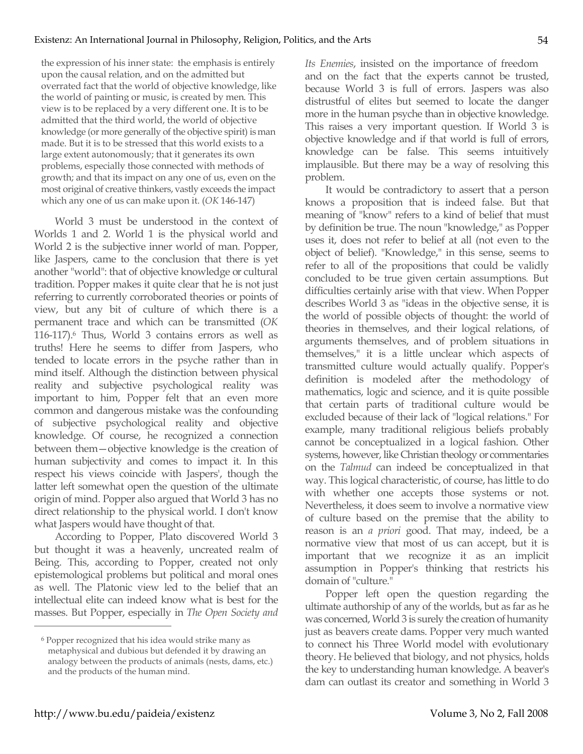the expression of his inner state: the emphasis is entirely upon the causal relation, and on the admitted but overrated fact that the world of objective knowledge, like the world of painting or music, is created by men. This view is to be replaced by a very different one. It is to be admitted that the third world, the world of objective knowledge (or more generally of the objective spirit) is man made. But it is to be stressed that this world exists to a large extent autonomously; that it generates its own problems, especially those connected with methods of growth; and that its impact on any one of us, even on the most original of creative thinkers, vastly exceeds the impact which any one of us can make upon it. (*OK* 146-147)

World 3 must be understood in the context of Worlds 1 and 2. World 1 is the physical world and World 2 is the subjective inner world of man. Popper, like Jaspers, came to the conclusion that there is yet another "world": that of objective knowledge or cultural tradition. Popper makes it quite clear that he is not just referring to currently corroborated theories or points of view, but any bit of culture of which there is a permanent trace and which can be transmitted (*OK* 116-117).[6] Thus, World 3 contains errors as well as truths! Here he seems to differ from Jaspers, who tended to locate errors in the psyche rather than in mind itself. Although the distinction between physical reality and subjective psychological reality was important to him, Popper felt that an even more common and dangerous mistake was the confounding of subjective psychological reality and objective knowledge. Of course, he recognized a connection between them—objective knowledge is the creation of human subjectivity and comes to impact it. In this respect his views coincide with Jaspers', though the latter left somewhat open the question of the ultimate origin of mind. Popper also argued that World 3 has no direct relationship to the physical world. I don't know what Jaspers would have thought of that.

According to Popper, Plato discovered World 3 but thought it was a heavenly, uncreated realm of Being. This, according to Popper, created not only epistemological problems but political and moral ones as well. The Platonic view led to the belief that an intellectual elite can indeed know what is best for the masses. But Popper, especially in *The Open Society and Its Enemies*, insisted on the importance of freedom and on the fact that the experts cannot be trusted, because World 3 is full of errors. Jaspers was also distrustful of elites but seemed to locate the danger more in the human psyche than in objective knowledge. This raises a very important question. If World 3 is objective knowledge and if that world is full of errors, knowledge can be false. This seems intuitively implausible. But there may be a way of resolving this problem.

It would be contradictory to assert that a person knows a proposition that is indeed false. But that meaning of "know" refers to a kind of belief that must by definition be true. The noun "knowledge," as Popper uses it, does not refer to belief at all (not even to the object of belief). "Knowledge," in this sense, seems to refer to all of the propositions that could be validly concluded to be true given certain assumptions. But difficulties certainly arise with that view. When Popper describes World 3 as "ideas in the objective sense, it is the world of possible objects of thought: the world of theories in themselves, and their logical relations, of arguments themselves, and of problem situations in themselves," it is a little unclear which aspects of transmitted culture would actually qualify. Popper's definition is modeled after the methodology of mathematics, logic and science, and it is quite possible that certain parts of traditional culture would be excluded because of their lack of "logical relations." For example, many traditional religious beliefs probably cannot be conceptualized in a logical fashion. Other systems, however, like Christian theology or commentaries on the *Talmud* can indeed be conceptualized in that way. This logical characteristic, of course, has little to do with whether one accepts those systems or not. Nevertheless, it does seem to involve a normative view of culture based on the premise that the ability to reason is an *a priori* good. That may, indeed, be a normative view that most of us can accept, but it is important that we recognize it as an implicit assumption in Popper's thinking that restricts his domain of "culture."

Popper left open the question regarding the ultimate authorship of any of the worlds, but as far as he was concerned, World 3 is surely the creation of humanity just as beavers create dams. Popper very much wanted to connect his Three World model with evolutionary theory. He believed that biology, and not physics, holds the key to understanding human knowledge. A beaver's dam can outlast its creator and something in World 3

---

[6] Popper recognized that his idea would strike many as metaphysical and dubious but defended it by drawing an analogy between the products of animals (nests, dams, etc.) and the products of the human mind.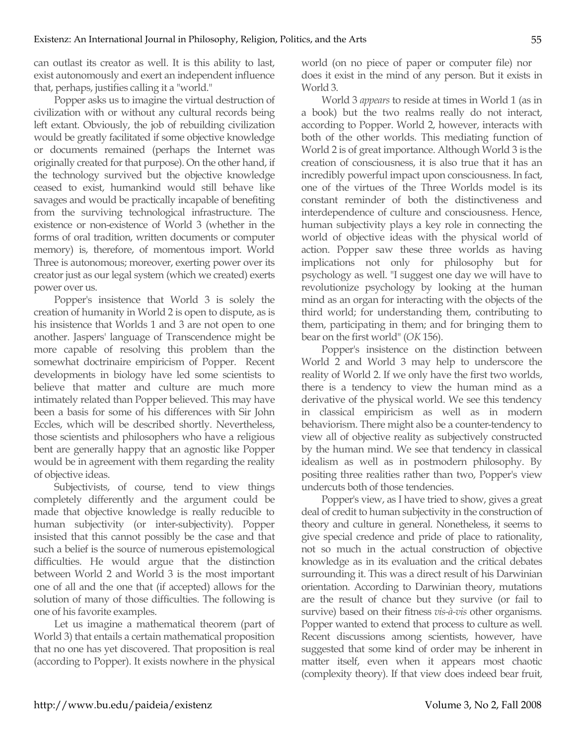can outlast its creator as well. It is this ability to last, exist autonomously and exert an independent influence that, perhaps, justifies calling it a "world."

Popper asks us to imagine the virtual destruction of civilization with or without any cultural records being left extant. Obviously, the job of rebuilding civilization would be greatly facilitated if some objective knowledge or documents remained (perhaps the Internet was originally created for that purpose). On the other hand, if the technology survived but the objective knowledge ceased to exist, humankind would still behave like savages and would be practically incapable of benefiting from the surviving technological infrastructure. The existence or non-existence of World 3 (whether in the forms of oral tradition, written documents or computer memory) is, therefore, of momentous import. World Three is autonomous; moreover, exerting power over its creator just as our legal system (which we created) exerts power over us.

Popper's insistence that World 3 is solely the creation of humanity in World 2 is open to dispute, as is his insistence that Worlds 1 and 3 are not open to one another. Jaspers' language of Transcendence might be more capable of resolving this problem than the somewhat doctrinaire empiricism of Popper. Recent developments in biology have led some scientists to believe that matter and culture are much more intimately related than Popper believed. This may have been a basis for some of his differences with Sir John Eccles, which will be described shortly. Nevertheless, those scientists and philosophers who have a religious bent are generally happy that an agnostic like Popper would be in agreement with them regarding the reality of objective ideas.

Subjectivists, of course, tend to view things completely differently and the argument could be made that objective knowledge is really reducible to human subjectivity (or inter-subjectivity). Popper insisted that this cannot possibly be the case and that such a belief is the source of numerous epistemological difficulties. He would argue that the distinction between World 2 and World 3 is the most important one of all and the one that (if accepted) allows for the solution of many of those difficulties. The following is one of his favorite examples.

Let us imagine a mathematical theorem (part of World 3) that entails a certain mathematical proposition that no one has yet discovered. That proposition is real (according to Popper). It exists nowhere in the physical world (on no piece of paper or computer file) nor does it exist in the mind of any person. But it exists in World 3.

World 3 *appears* to reside at times in World 1 (as in a book) but the two realms really do not interact, according to Popper. World 2, however, interacts with both of the other worlds. This mediating function of World 2 is of great importance. Although World 3 is the creation of consciousness, it is also true that it has an incredibly powerful impact upon consciousness. In fact, one of the virtues of the Three Worlds model is its constant reminder of both the distinctiveness and interdependence of culture and consciousness. Hence, human subjectivity plays a key role in connecting the world of objective ideas with the physical world of action. Popper saw these three worlds as having implications not only for philosophy but for psychology as well. "I suggest one day we will have to revolutionize psychology by looking at the human mind as an organ for interacting with the objects of the third world; for understanding them, contributing to them, participating in them; and for bringing them to bear on the first world" (*OK* 156).

Popper's insistence on the distinction between World 2 and World 3 may help to underscore the reality of World 2. If we only have the first two worlds, there is a tendency to view the human mind as a derivative of the physical world. We see this tendency in classical empiricism as well as in modern behaviorism. There might also be a counter-tendency to view all of objective reality as subjectively constructed by the human mind. We see that tendency in classical idealism as well as in postmodern philosophy. By positing three realities rather than two, Popper's view undercuts both of those tendencies.

Popper's view, as I have tried to show, gives a great deal of credit to human subjectivity in the construction of theory and culture in general. Nonetheless, it seems to give special credence and pride of place to rationality, not so much in the actual construction of objective knowledge as in its evaluation and the critical debates surrounding it. This was a direct result of his Darwinian orientation. According to Darwinian theory, mutations are the result of chance but they survive (or fail to survive) based on their fitness *vis-à-vis* other organisms. Popper wanted to extend that process to culture as well. Recent discussions among scientists, however, have suggested that some kind of order may be inherent in matter itself, even when it appears most chaotic (complexity theory). If that view does indeed bear fruit,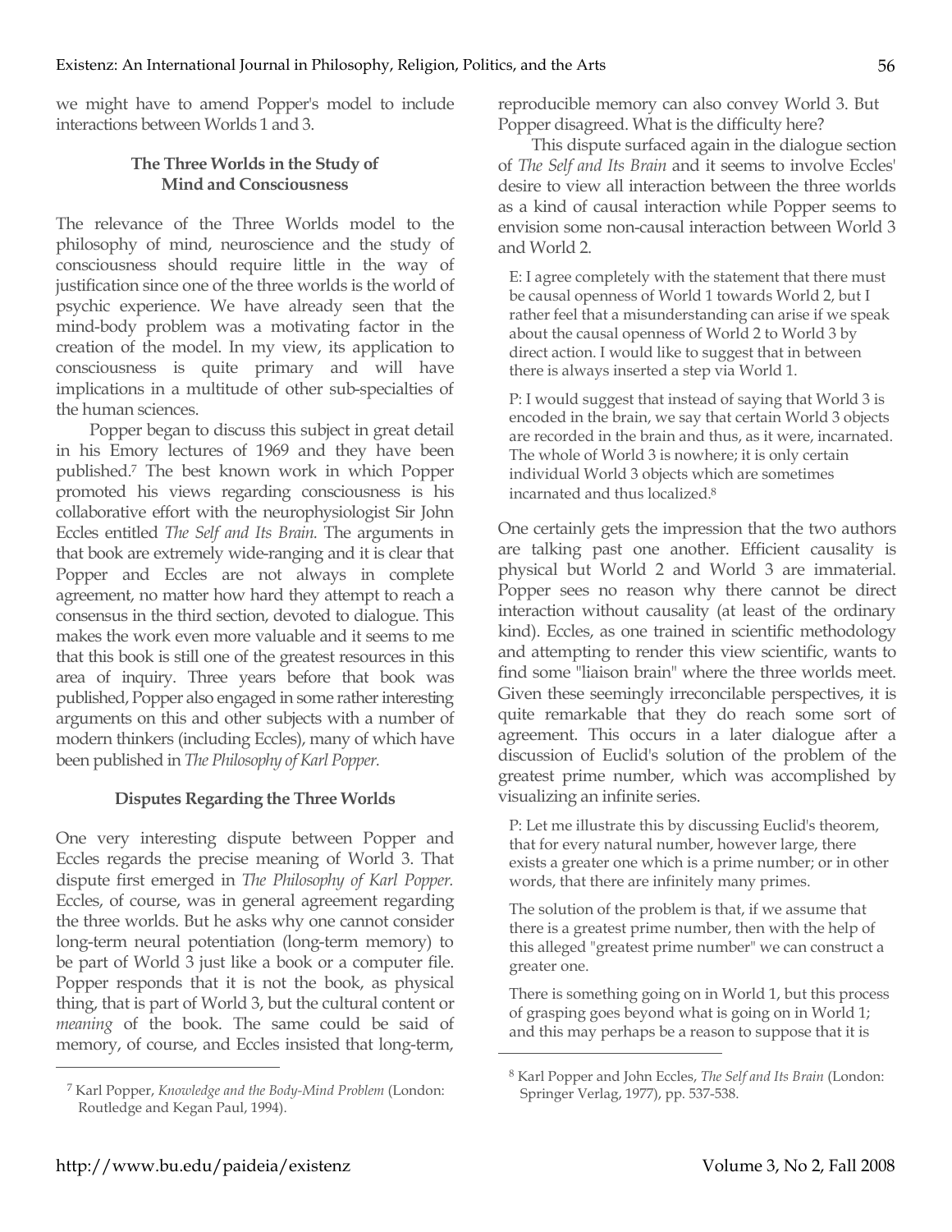we might have to amend Popper's model to include interactions between Worlds 1 and 3.

## The Three Worlds in the Study of Mind and Consciousness

The relevance of the Three Worlds model to the philosophy of mind, neuroscience and the study of consciousness should require little in the way of justification since one of the three worlds is the world of psychic experience. We have already seen that the mind-body problem was a motivating factor in the creation of the model. In my view, its application to consciousness is quite primary and will have implications in a multitude of other sub-specialties of the human sciences.

Popper began to discuss this subject in great detail in his Emory lectures of 1969 and they have been published.[7] The best known work in which Popper promoted his views regarding consciousness is his collaborative effort with the neurophysiologist Sir John Eccles entitled *The Self and Its Brain.* The arguments in that book are extremely wide-ranging and it is clear that Popper and Eccles are not always in complete agreement, no matter how hard they attempt to reach a consensus in the third section, devoted to dialogue. This makes the work even more valuable and it seems to me that this book is still one of the greatest resources in this area of inquiry. Three years before that book was published, Popper also engaged in some rather interesting arguments on this and other subjects with a number of modern thinkers (including Eccles), many of which have been published in *The Philosophy of Karl Popper.*

## Disputes Regarding the Three Worlds

One very interesting dispute between Popper and Eccles regards the precise meaning of World 3. That dispute first emerged in *The Philosophy of Karl Popper.* Eccles, of course, was in general agreement regarding the three worlds. But he asks why one cannot consider long-term neural potentiation (long-term memory) to be part of World 3 just like a book or a computer file. Popper responds that it is not the book, as physical thing, that is part of World 3, but the cultural content or *meaning* of the book. The same could be said of memory, of course, and Eccles insisted that long-term, reproducible memory can also convey World 3. But Popper disagreed. What is the difficulty here?

This dispute surfaced again in the dialogue section of *The Self and Its Brain* and it seems to involve Eccles' desire to view all interaction between the three worlds as a kind of causal interaction while Popper seems to envision some non-causal interaction between World 3 and World 2.

> E: I agree completely with the statement that there must be causal openness of World 1 towards World 2, but I rather feel that a misunderstanding can arise if we speak about the causal openness of World 2 to World 3 by direct action. I would like to suggest that in between there is always inserted a step via World 1.
>
> P: I would suggest that instead of saying that World 3 is encoded in the brain, we say that certain World 3 objects are recorded in the brain and thus, as it were, incarnated. The whole of World 3 is nowhere; it is only certain individual World 3 objects which are sometimes incarnated and thus localized.[8]

One certainly gets the impression that the two authors are talking past one another. Efficient causality is physical but World 2 and World 3 are immaterial. Popper sees no reason why there cannot be direct interaction without causality (at least of the ordinary kind). Eccles, as one trained in scientific methodology and attempting to render this view scientific, wants to find some "liaison brain" where the three worlds meet. Given these seemingly irreconcilable perspectives, it is quite remarkable that they do reach some sort of agreement. This occurs in a later dialogue after a discussion of Euclid's solution of the problem of the greatest prime number, which was accomplished by visualizing an infinite series.

> P: Let me illustrate this by discussing Euclid's theorem, that for every natural number, however large, there exists a greater one which is a prime number; or in other words, that there are infinitely many primes.
>
> The solution of the problem is that, if we assume that there is a greatest prime number, then with the help of this alleged "greatest prime number" we can construct a greater one.
>
> There is something going on in World 1, but this process of grasping goes beyond what is going on in World 1; and this may perhaps be a reason to suppose that it is

---

[7] Karl Popper, *Knowledge and the Body-Mind Problem* (London: Routledge and Kegan Paul, 1994).

[8] Karl Popper and John Eccles, *The Self and Its Brain* (London: Springer Verlag, 1977), pp. 537-538.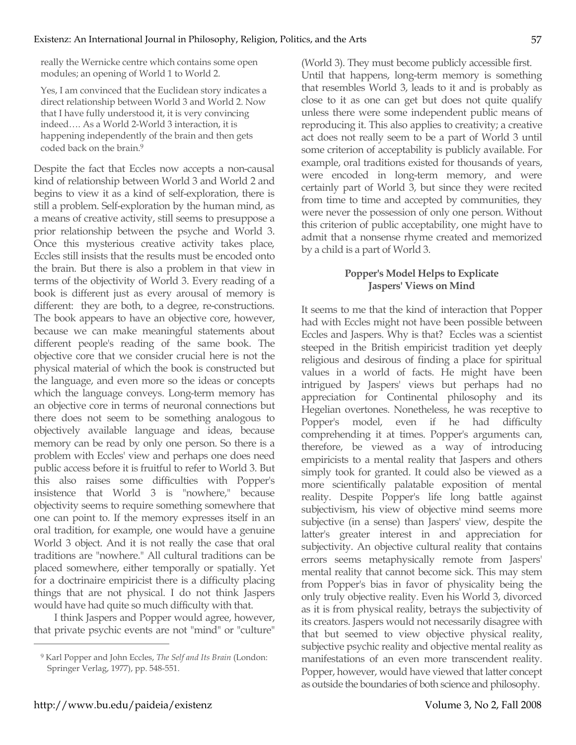really the Wernicke centre which contains some open modules; an opening of World 1 to World 2.

Yes, I am convinced that the Euclidean story indicates a direct relationship between World 3 and World 2. Now that I have fully understood it, it is very convincing indeed…. As a World 2-World 3 interaction, it is happening independently of the brain and then gets coded back on the brain.[9]

Despite the fact that Eccles now accepts a non-causal kind of relationship between World 3 and World 2 and begins to view it as a kind of self-exploration, there is still a problem. Self-exploration by the human mind, as a means of creative activity, still seems to presuppose a prior relationship between the psyche and World 3. Once this mysterious creative activity takes place, Eccles still insists that the results must be encoded onto the brain. But there is also a problem in that view in terms of the objectivity of World 3. Every reading of a book is different just as every arousal of memory is different: they are both, to a degree, re-constructions. The book appears to have an objective core, however, because we can make meaningful statements about different people's reading of the same book. The objective core that we consider crucial here is not the physical material of which the book is constructed but the language, and even more so the ideas or concepts which the language conveys. Long-term memory has an objective core in terms of neuronal connections but there does not seem to be something analogous to objectively available language and ideas, because memory can be read by only one person. So there is a problem with Eccles' view and perhaps one does need public access before it is fruitful to refer to World 3. But this also raises some difficulties with Popper's insistence that World 3 is "nowhere," because objectivity seems to require something somewhere that one can point to. If the memory expresses itself in an oral tradition, for example, one would have a genuine World 3 object. And it is not really the case that oral traditions are "nowhere." All cultural traditions can be placed somewhere, either temporally or spatially. Yet for a doctrinaire empiricist there is a difficulty placing things that are not physical. I do not think Jaspers would have had quite so much difficulty with that.

I think Jaspers and Popper would agree, however, that private psychic events are not "mind" or "culture" (World 3). They must become publicly accessible first. Until that happens, long-term memory is something that resembles World 3, leads to it and is probably as close to it as one can get but does not quite qualify unless there were some independent public means of reproducing it. This also applies to creativity; a creative act does not really seem to be a part of World 3 until some criterion of acceptability is publicly available. For example, oral traditions existed for thousands of years, were encoded in long-term memory, and were certainly part of World 3, but since they were recited from time to time and accepted by communities, they were never the possession of only one person. Without this criterion of public acceptability, one might have to admit that a nonsense rhyme created and memorized by a child is a part of World 3.

## Popper's Model Helps to Explicate Jaspers' Views on Mind

It seems to me that the kind of interaction that Popper had with Eccles might not have been possible between Eccles and Jaspers. Why is that? Eccles was a scientist steeped in the British empiricist tradition yet deeply religious and desirous of finding a place for spiritual values in a world of facts. He might have been intrigued by Jaspers' views but perhaps had no appreciation for Continental philosophy and its Hegelian overtones. Nonetheless, he was receptive to Popper's model, even if he had difficulty comprehending it at times. Popper's arguments can, therefore, be viewed as a way of introducing empiricists to a mental reality that Jaspers and others simply took for granted. It could also be viewed as a more scientifically palatable exposition of mental reality. Despite Popper's life long battle against subjectivism, his view of objective mind seems more subjective (in a sense) than Jaspers' view, despite the latter's greater interest in and appreciation for subjectivity. An objective cultural reality that contains errors seems metaphysically remote from Jaspers' mental reality that cannot become sick. This may stem from Popper's bias in favor of physicality being the only truly objective reality. Even his World 3, divorced as it is from physical reality, betrays the subjectivity of its creators. Jaspers would not necessarily disagree with that but seemed to view objective physical reality, subjective psychic reality and objective mental reality as manifestations of an even more transcendent reality. Popper, however, would have viewed that latter concept as outside the boundaries of both science and philosophy.

[9] Karl Popper and John Eccles, *The Self and Its Brain* (London: Springer Verlag, 1977), pp. 548-551.